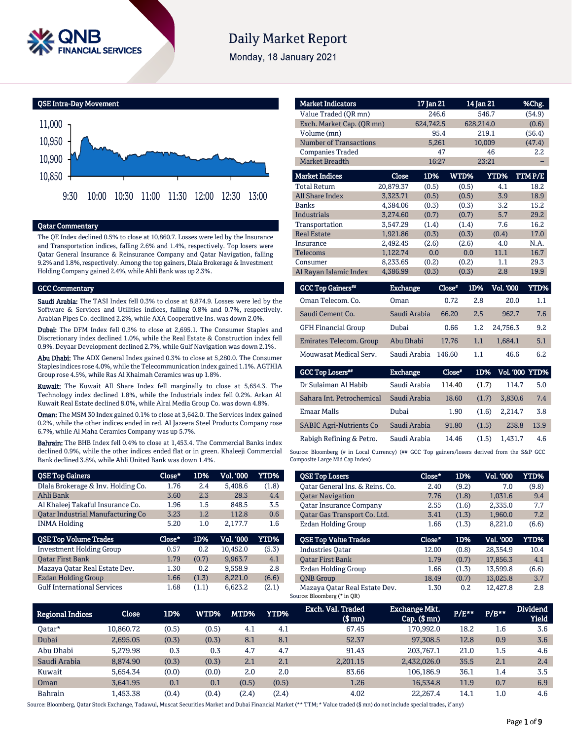# Daily Market Report

Monday, 18 January 2021

## QSE Intra-Day Movement

## Qatar Commentary

The QE Index declined 0.5% to close at 10,860.7. Losses were led by the Insurance and Transportation indices, falling 2.6% and 1.4%, respectively. Top losers were Qatar General Insurance & Reinsurance Company and Qatar Navigation, falling 9.2% and 1.8%, respectively. Among the top gainers, Dlala Brokerage & Investment Holding Company gained 2.4%, while Ahli Bank was up 2.3%.

## GCC Commentary

**Saudi Arabia:** The TASI Index fell 0.3% to close at 8,874.9. Losses were led by the Software & Services and Utilities indices, falling 0.8% and 0.7%, respectively. Arabian Pipes Co. declined 2.2%, while AXA Cooperative Ins. was down 2.0%.

**Dubai:** The DFM Index fell 0.3% to close at 2,695.1. The Consumer Staples and Discretionary index declined 1.0%, while the Real Estate & Construction index fell 0.9%. Deyaar Development declined 2.7%, while Gulf Navigation was down 2.1%.

**Abu Dhabi:** The ADX General Index gained 0.3% to close at 5,280.0. The Consumer Staples indices rose 4.0%, while the Telecommunication index gained 1.1%. AGTHIA Group rose 4.5%, while Ras Al Khaimah Ceramics was up 1.8%.

**Kuwait:** The Kuwait All Share Index fell marginally to close at 5,654.3. The Technology index declined 1.8%, while the Industrials index fell 0.2%. Arkan Al Kuwait Real Estate declined 8.0%, while Alrai Media Group Co. was down 4.8%.

**Oman:** The MSM 30 Index gained 0.1% to close at 3,642.0. The Services index gained 0.2%, while the other indices ended in red. Al Jazeera Steel Products Company rose 6.7%, while Al Maha Ceramics Company was up 5.7%.

**Bahrain:** The BHB Index fell 0.4% to close at 1,453.4. The Commercial Banks index declined 0.9%, while the other indices ended flat or in green. Khaleeji Commercial Bank declined 3.8%, while Ahli United Bank was down 1.4%.

| QSE Top Gainers | Close* | 1D% | Vol. '000 | YTD% |
|---|---|---|---|---|
| Dlala Brokerage & Inv. Holding Co. | 1.76 | 2.4 | 5,408.6 | (1.8) |
| Ahli Bank | 3.60 | 2.3 | 28.3 | 4.4 |
| Al Khaleej Takaful Insurance Co. | 1.96 | 1.5 | 848.5 | 3.5 |
| Qatar Industrial Manufacturing Co | 3.23 | 1.2 | 112.8 | 0.6 |
| INMA Holding | 5.20 | 1.0 | 2,177.7 | 1.6 |

| QSE Top Volume Trades | Close* | 1D% | Vol. '000 | YTD% |
|---|---|---|---|---|
| Investment Holding Group | 0.57 | 0.2 | 10,452.0 | (5.3) |
| Qatar First Bank | 1.79 | (0.7) | 9,963.7 | 4.1 |
| Mazaya Qatar Real Estate Dev. | 1.30 | 0.2 | 9,558.9 | 2.8 |
| Ezdan Holding Group | 1.66 | (1.3) | 8,221.0 | (6.6) |
| Gulf International Services | 1.68 | (1.1) | 6,623.2 | (2.1) |

| Market Indicators | 17 Jan 21 | 14 Jan 21 | %Chg. |
|---|---|---|---|
| Value Traded (QR mn) | 246.6 | 546.7 | (54.9) |
| Exch. Market Cap. (QR mn) | 624,742.5 | 628,214.0 | (0.6) |
| Volume (mn) | 95.4 | 219.1 | (56.4) |
| Number of Transactions | 5,261 | 10,009 | (47.4) |
| Companies Traded | 47 | 46 | 2.2 |
| Market Breadth | 16:27 | 23:21 | – |

| Market Indices | Close | 1D% | WTD% | YTD% | TTM P/E |
|---|---|---|---|---|---|
| Total Return | 20,879.37 | (0.5) | (0.5) | 4.1 | 18.2 |
| All Share Index | 3,323.71 | (0.5) | (0.5) | 3.9 | 18.9 |
| Banks | 4,384.06 | (0.3) | (0.3) | 3.2 | 15.2 |
| Industrials | 3,274.60 | (0.7) | (0.7) | 5.7 | 29.2 |
| Transportation | 3,547.29 | (1.4) | (1.4) | 7.6 | 16.2 |
| Real Estate | 1,921.86 | (0.3) | (0.3) | (0.4) | 17.0 |
| Insurance | 2,492.45 | (2.6) | (2.6) | 4.0 | N.A. |
| Telecoms | 1,122.74 | 0.0 | 0.0 | 11.1 | 16.7 |
| Consumer | 8,233.65 | (0.2) | (0.2) | 1.1 | 29.3 |
| Al Rayan Islamic Index | 4,386.99 | (0.3) | (0.3) | 2.8 | 19.9 |

| GCC Top Gainers## | Exchange | Close# | 1D% | Vol. '000 | YTD% |
|---|---|---|---|---|---|
| Oman Telecom. Co. | Oman | 0.72 | 2.8 | 20.0 | 1.1 |
| Saudi Cement Co. | Saudi Arabia | 66.20 | 2.5 | 962.7 | 7.6 |
| GFH Financial Group | Dubai | 0.66 | 1.2 | 24,756.3 | 9.2 |
| Emirates Telecom. Group | Abu Dhabi | 17.76 | 1.1 | 1,684.1 | 5.1 |
| Mouwasat Medical Serv. | Saudi Arabia | 146.60 | 1.1 | 46.6 | 6.2 |

| GCC Top Losers## | Exchange | Close# | 1D% | Vol. '000 | YTD% |
|---|---|---|---|---|---|
| Dr Sulaiman Al Habib | Saudi Arabia | 114.40 | (1.7) | 114.7 | 5.0 |
| Sahara Int. Petrochemical | Saudi Arabia | 18.60 | (1.7) | 3,830.6 | 7.4 |
| Emaar Malls | Dubai | 1.90 | (1.6) | 2,214.7 | 3.8 |
| SABIC Agri-Nutrients Co | Saudi Arabia | 91.80 | (1.5) | 238.8 | 13.9 |
| Rabigh Refining & Petro. | Saudi Arabia | 14.46 | (1.5) | 1,431.7 | 4.6 |

Source: Bloomberg (# in Local Currency) (## GCC Top gainers/losers derived from the S&P GCC Composite Large Mid Cap Index)

| QSE Top Losers | Close* | 1D% | Vol. '000 | YTD% |
|---|---|---|---|---|
| Qatar General Ins. & Reins. Co. | 2.40 | (9.2) | 7.0 | (9.8) |
| Qatar Navigation | 7.76 | (1.8) | 1,031.6 | 9.4 |
| Qatar Insurance Company | 2.55 | (1.6) | 2,335.0 | 7.7 |
| Qatar Gas Transport Co. Ltd. | 3.41 | (1.3) | 1,960.0 | 7.2 |
| Ezdan Holding Group | 1.66 | (1.3) | 8,221.0 | (6.6) |

| QSE Top Value Trades | Close* | 1D% | Val. '000 | YTD% |
|---|---|---|---|---|
| Industries Qatar | 12.00 | (0.8) | 28,354.9 | 10.4 |
| Qatar First Bank | 1.79 | (0.7) | 17,856.3 | 4.1 |
| Ezdan Holding Group | 1.66 | (1.3) | 13,599.8 | (6.6) |
| QNB Group | 18.49 | (0.7) | 13,025.8 | 3.7 |
| Mazaya Qatar Real Estate Dev. | 1.30 | 0.2 | 12,427.8 | 2.8 |

Source: Bloomberg (* in QR)

| Regional Indices | Close | 1D% | WTD% | MTD% | YTD% | Exch. Val. Traded ($ mn) | Exchange Mkt. Cap. ($ mn) | P/E** | P/B** | Dividend Yield |
|---|---|---|---|---|---|---|---|---|---|---|
| Qatar* | 10,860.72 | (0.5) | (0.5) | 4.1 | 4.1 | 67.45 | 170,992.0 | 18.2 | 1.6 | 3.6 |
| Dubai | 2,695.05 | (0.3) | (0.3) | 8.1 | 8.1 | 52.37 | 97,308.5 | 12.8 | 0.9 | 3.6 |
| Abu Dhabi | 5,279.98 | 0.3 | 0.3 | 4.7 | 4.7 | 91.43 | 203,767.1 | 21.0 | 1.5 | 4.6 |
| Saudi Arabia | 8,874.90 | (0.3) | (0.3) | 2.1 | 2.1 | 2,201.15 | 2,432,026.0 | 35.5 | 2.1 | 2.4 |
| Kuwait | 5,654.34 | (0.0) | (0.0) | 2.0 | 2.0 | 83.66 | 106,186.9 | 36.1 | 1.4 | 3.5 |
| Oman | 3,641.95 | 0.1 | 0.1 | (0.5) | (0.5) | 1.26 | 16,534.8 | 11.9 | 0.7 | 6.9 |
| Bahrain | 1,453.38 | (0.4) | (0.4) | (2.4) | (2.4) | 4.02 | 22,267.4 | 14.1 | 1.0 | 4.6 |

Source: Bloomberg, Qatar Stock Exchange, Tadawul, Muscat Securities Market and Dubai Financial Market (** TTM; * Value traded ($ mn) do not include special trades, if any)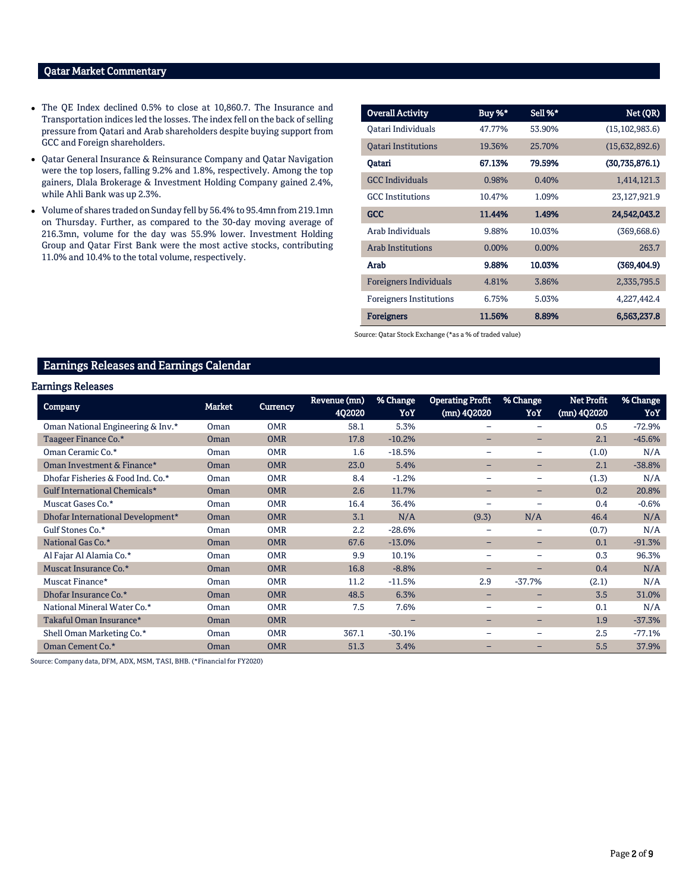## Qatar Market Commentary

- The QE Index declined 0.5% to close at 10,860.7. The Insurance and Transportation indices led the losses. The index fell on the back of selling pressure from Qatari and Arab shareholders despite buying support from GCC and Foreign shareholders.
- Qatar General Insurance & Reinsurance Company and Qatar Navigation were the top losers, falling 9.2% and 1.8%, respectively. Among the top gainers, Dlala Brokerage & Investment Holding Company gained 2.4%, while Ahli Bank was up 2.3%.
- Volume of shares traded on Sunday fell by 56.4% to 95.4mn from 219.1mn on Thursday. Further, as compared to the 30-day moving average of 216.3mn, volume for the day was 55.9% lower. Investment Holding Group and Qatar First Bank were the most active stocks, contributing 11.0% and 10.4% to the total volume, respectively.

| Overall Activity | Buy %* | Sell %* | Net (QR) |
|---|---|---|---|
| Qatari Individuals | 47.77% | 53.90% | (15,102,983.6) |
| Qatari Institutions | 19.36% | 25.70% | (15,632,892.6) |
| **Qatari** | **67.13%** | **79.59%** | **(30,735,876.1)** |
| GCC Individuals | 0.98% | 0.40% | 1,414,121.3 |
| GCC Institutions | 10.47% | 1.09% | 23,127,921.9 |
| **GCC** | **11.44%** | **1.49%** | **24,542,043.2** |
| Arab Individuals | 9.88% | 10.03% | (369,668.6) |
| Arab Institutions | 0.00% | 0.00% | 263.7 |
| **Arab** | **9.88%** | **10.03%** | **(369,404.9)** |
| Foreigners Individuals | 4.81% | 3.86% | 2,335,795.5 |
| Foreigners Institutions | 6.75% | 5.03% | 4,227,442.4 |
| **Foreigners** | **11.56%** | **8.89%** | **6,563,237.8** |

Source: Qatar Stock Exchange (*as a % of traded value)

## Earnings Releases and Earnings Calendar

### Earnings Releases

| Company | Market | Currency | Revenue (mn) 4Q2020 | % Change YoY | Operating Profit (mn) 4Q2020 | % Change YoY | Net Profit (mn) 4Q2020 | % Change YoY |
|---|---|---|---|---|---|---|---|---|
| Oman National Engineering & Inv.* | Oman | OMR | 58.1 | 5.3% | – | – | 0.5 | -72.9% |
| Taageer Finance Co.* | Oman | OMR | 17.8 | -10.2% | – | – | 2.1 | -45.6% |
| Oman Ceramic Co.* | Oman | OMR | 1.6 | -18.5% | – | – | (1.0) | N/A |
| Oman Investment & Finance* | Oman | OMR | 23.0 | 5.4% | – | – | 2.1 | -38.8% |
| Dhofar Fisheries & Food Ind. Co.* | Oman | OMR | 8.4 | -1.2% | – | – | (1.3) | N/A |
| Gulf International Chemicals* | Oman | OMR | 2.6 | 11.7% | – | – | 0.2 | 20.8% |
| Muscat Gases Co.* | Oman | OMR | 16.4 | 36.4% | – | – | 0.4 | -0.6% |
| Dhofar International Development* | Oman | OMR | 3.1 | N/A | (9.3) | N/A | 46.4 | N/A |
| Gulf Stones Co.* | Oman | OMR | 2.2 | -28.6% | – | – | (0.7) | N/A |
| National Gas Co.* | Oman | OMR | 67.6 | -13.0% | – | – | 0.1 | -91.3% |
| Al Fajar Al Alamia Co.* | Oman | OMR | 9.9 | 10.1% | – | – | 0.3 | 96.3% |
| Muscat Insurance Co.* | Oman | OMR | 16.8 | -8.8% | – | – | 0.4 | N/A |
| Muscat Finance* | Oman | OMR | 11.2 | -11.5% | 2.9 | -37.7% | (2.1) | N/A |
| Dhofar Insurance Co.* | Oman | OMR | 48.5 | 6.3% | – | – | 3.5 | 31.0% |
| National Mineral Water Co.* | Oman | OMR | 7.5 | 7.6% | – | – | 0.1 | N/A |
| Takaful Oman Insurance* | Oman | OMR | | – | – | – | 1.9 | -37.3% |
| Shell Oman Marketing Co.* | Oman | OMR | 367.1 | -30.1% | – | – | 2.5 | -77.1% |
| Oman Cement Co.* | Oman | OMR | 51.3 | 3.4% | – | – | 5.5 | 37.9% |

Source: Company data, DFM, ADX, MSM, TASI, BHB. (*Financial for FY2020)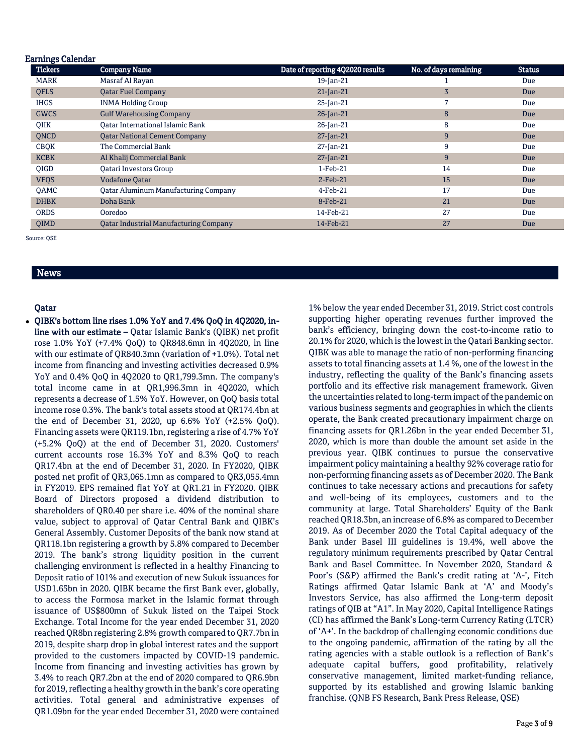## Earnings Calendar

| Tickers | Company Name | Date of reporting 4Q2020 results | No. of days remaining | Status |
|---|---|---|---|---|
| MARK | Masraf Al Rayan | 19-Jan-21 | 1 | Due |
| QFLS | Qatar Fuel Company | 21-Jan-21 | 3 | Due |
| IHGS | INMA Holding Group | 25-Jan-21 | 7 | Due |
| GWCS | Gulf Warehousing Company | 26-Jan-21 | 8 | Due |
| QIIK | Qatar International Islamic Bank | 26-Jan-21 | 8 | Due |
| QNCD | Qatar National Cement Company | 27-Jan-21 | 9 | Due |
| CBQK | The Commercial Bank | 27-Jan-21 | 9 | Due |
| KCBK | Al Khalij Commercial Bank | 27-Jan-21 | 9 | Due |
| QIGD | Qatari Investors Group | 1-Feb-21 | 14 | Due |
| VFQS | Vodafone Qatar | 2-Feb-21 | 15 | Due |
| QAMC | Qatar Aluminum Manufacturing Company | 4-Feb-21 | 17 | Due |
| DHBK | Doha Bank | 8-Feb-21 | 21 | Due |
| ORDS | Ooredoo | 14-Feb-21 | 27 | Due |
| QIMD | Qatar Industrial Manufacturing Company | 14-Feb-21 | 27 | Due |

Source: QSE

## News

### Qatar

- **QIBK's bottom line rises 1.0% YoY and 7.4% QoQ in 4Q2020, in-line with our estimate –** Qatar Islamic Bank's (QIBK) net profit rose 1.0% YoY (+7.4% QoQ) to QR848.6mn in 4Q2020, in line with our estimate of QR840.3mn (variation of +1.0%). Total net income from financing and investing activities decreased 0.9% YoY and 0.4% QoQ in 4Q2020 to QR1,799.3mn. The company's total income came in at QR1,996.3mn in 4Q2020, which represents a decrease of 1.5% YoY. However, on QoQ basis total income rose 0.3%. The bank's total assets stood at QR174.4bn at the end of December 31, 2020, up 6.6% YoY (+2.5% QoQ). Financing assets were QR119.1bn, registering a rise of 4.7% YoY (+5.2% QoQ) at the end of December 31, 2020. Customers' current accounts rose 16.3% YoY and 8.3% QoQ to reach QR17.4bn at the end of December 31, 2020. In FY2020, QIBK posted net profit of QR3,065.1mn as compared to QR3,055.4mn in FY2019. EPS remained flat YoY at QR1.21 in FY2020. QIBK Board of Directors proposed a dividend distribution to shareholders of QR0.40 per share i.e. 40% of the nominal share value, subject to approval of Qatar Central Bank and QIBK's General Assembly. Customer Deposits of the bank now stand at QR118.1bn registering a growth by 5.8% compared to December 2019. The bank's strong liquidity position in the current challenging environment is reflected in a healthy Financing to Deposit ratio of 101% and execution of new Sukuk issuances for USD1.65bn in 2020. QIBK became the first Bank ever, globally, to access the Formosa market in the Islamic format through issuance of US$800mn of Sukuk listed on the Taipei Stock Exchange. Total Income for the year ended December 31, 2020 reached QR8bn registering 2.8% growth compared to QR7.7bn in 2019, despite sharp drop in global interest rates and the support provided to the customers impacted by COVID-19 pandemic. Income from financing and investing activities has grown by 3.4% to reach QR7.2bn at the end of 2020 compared to QR6.9bn for 2019, reflecting a healthy growth in the bank's core operating activities. Total general and administrative expenses of QR1.09bn for the year ended December 31, 2020 were contained 1% below the year ended December 31, 2019. Strict cost controls supporting higher operating revenues further improved the bank's efficiency, bringing down the cost-to-income ratio to 20.1% for 2020, which is the lowest in the Qatari Banking sector. QIBK was able to manage the ratio of non-performing financing assets to total financing assets at 1.4 %, one of the lowest in the industry, reflecting the quality of the Bank's financing assets portfolio and its effective risk management framework. Given the uncertainties related to long-term impact of the pandemic on various business segments and geographies in which the clients operate, the Bank created precautionary impairment charge on financing assets for QR1.26bn in the year ended December 31, 2020, which is more than double the amount set aside in the previous year. QIBK continues to pursue the conservative impairment policy maintaining a healthy 92% coverage ratio for non-performing financing assets as of December 2020. The Bank continues to take necessary actions and precautions for safety and well-being of its employees, customers and to the community at large. Total Shareholders' Equity of the Bank reached QR18.3bn, an increase of 6.8% as compared to December 2019. As of December 2020 the Total Capital adequacy of the Bank under Basel III guidelines is 19.4%, well above the regulatory minimum requirements prescribed by Qatar Central Bank and Basel Committee. In November 2020, Standard & Poor's (S&P) affirmed the Bank's credit rating at 'A-', Fitch Ratings affirmed Qatar Islamic Bank at 'A' and Moody's Investors Service, has also affirmed the Long-term deposit ratings of QIB at "A1". In May 2020, Capital Intelligence Ratings (CI) has affirmed the Bank's Long-term Currency Rating (LTCR) of 'A+'. In the backdrop of challenging economic conditions due to the ongoing pandemic, affirmation of the rating by all the rating agencies with a stable outlook is a reflection of Bank's adequate capital buffers, good profitability, relatively conservative management, limited market-funding reliance, supported by its established and growing Islamic banking franchise. (QNB FS Research, Bank Press Release, QSE)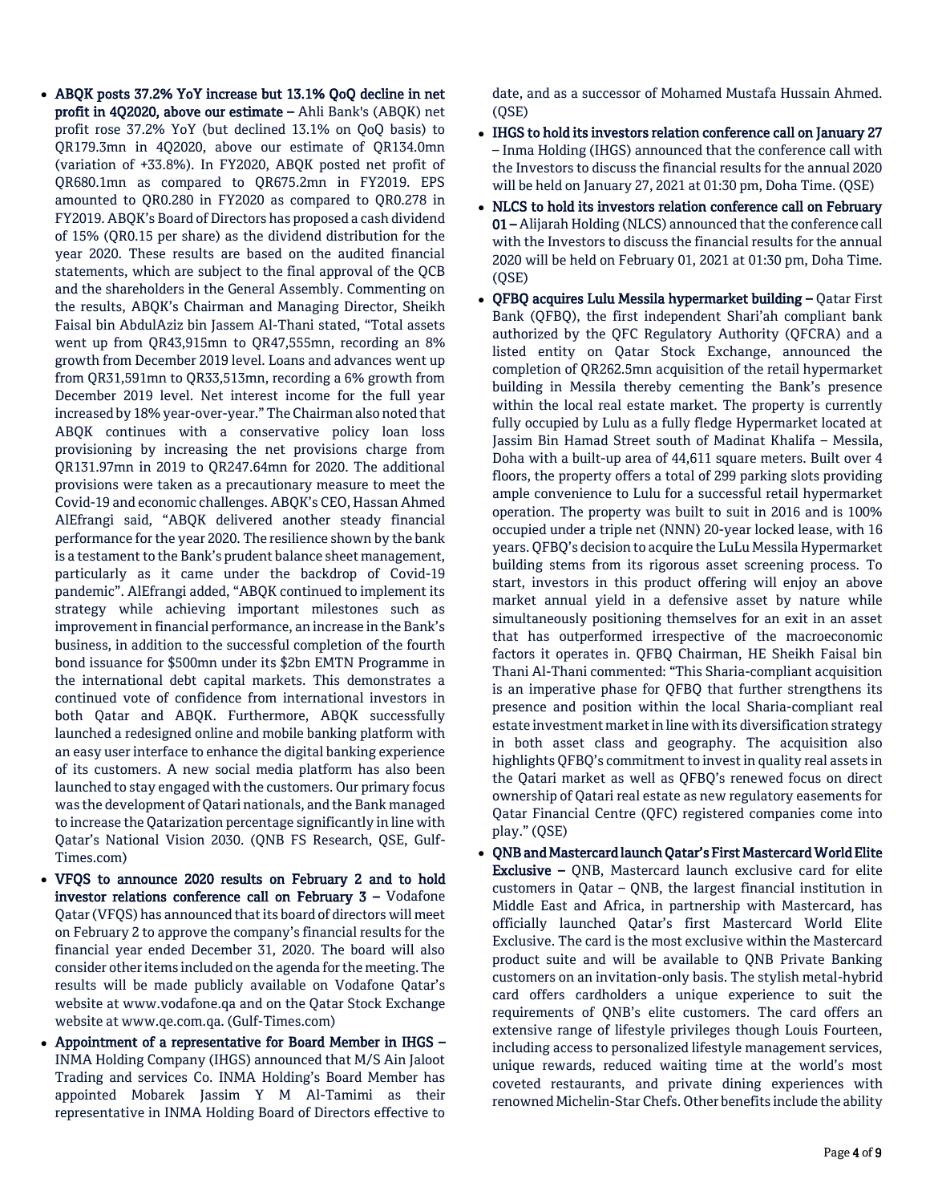- **ABQK posts 37.2% YoY increase but 13.1% QoQ decline in net profit in 4Q2020, above our estimate –** Ahli Bank's (ABQK) net profit rose 37.2% YoY (but declined 13.1% on QoQ basis) to QR179.3mn in 4Q2020, above our estimate of QR134.0mn (variation of +33.8%). In FY2020, ABQK posted net profit of QR680.1mn as compared to QR675.2mn in FY2019. EPS amounted to QR0.280 in FY2020 as compared to QR0.278 in FY2019. ABQK's Board of Directors has proposed a cash dividend of 15% (QR0.15 per share) as the dividend distribution for the year 2020. These results are based on the audited financial statements, which are subject to the final approval of the QCB and the shareholders in the General Assembly. Commenting on the results, ABQK's Chairman and Managing Director, Sheikh Faisal bin AbdulAziz bin Jassem Al-Thani stated, "Total assets went up from QR43,915mn to QR47,555mn, recording an 8% growth from December 2019 level. Loans and advances went up from QR31,591mn to QR33,513mn, recording a 6% growth from December 2019 level. Net interest income for the full year increased by 18% year-over-year." The Chairman also noted that ABQK continues with a conservative policy loan loss provisioning by increasing the net provisions charge from QR131.97mn in 2019 to QR247.64mn for 2020. The additional provisions were taken as a precautionary measure to meet the Covid-19 and economic challenges. ABQK's CEO, Hassan Ahmed AlEfrangi said, "ABQK delivered another steady financial performance for the year 2020. The resilience shown by the bank is a testament to the Bank's prudent balance sheet management, particularly as it came under the backdrop of Covid-19 pandemic". AlEfrangi added, "ABQK continued to implement its strategy while achieving important milestones such as improvement in financial performance, an increase in the Bank's business, in addition to the successful completion of the fourth bond issuance for $500mn under its $2bn EMTN Programme in the international debt capital markets. This demonstrates a continued vote of confidence from international investors in both Qatar and ABQK. Furthermore, ABQK successfully launched a redesigned online and mobile banking platform with an easy user interface to enhance the digital banking experience of its customers. A new social media platform has also been launched to stay engaged with the customers. Our primary focus was the development of Qatari nationals, and the Bank managed to increase the Qatarization percentage significantly in line with Qatar's National Vision 2030. (QNB FS Research, QSE, Gulf-Times.com)
- **VFQS to announce 2020 results on February 2 and to hold investor relations conference call on February 3 –** Vodafone Qatar (VFQS) has announced that its board of directors will meet on February 2 to approve the company's financial results for the financial year ended December 31, 2020. The board will also consider other items included on the agenda for the meeting. The results will be made publicly available on Vodafone Qatar's website at www.vodafone.qa and on the Qatar Stock Exchange website at www.qe.com.qa. (Gulf-Times.com)
- **Appointment of a representative for Board Member in IHGS –** INMA Holding Company (IHGS) announced that M/S Ain Jaloot Trading and services Co. INMA Holding's Board Member has appointed Mobarek Jassim Y M Al-Tamimi as their representative in INMA Holding Board of Directors effective to date, and as a successor of Mohamed Mustafa Hussain Ahmed. (QSE)
- **IHGS to hold its investors relation conference call on January 27** – Inma Holding (IHGS) announced that the conference call with the Investors to discuss the financial results for the annual 2020 will be held on January 27, 2021 at 01:30 pm, Doha Time. (QSE)
- **NLCS to hold its investors relation conference call on February 01 –** Alijarah Holding (NLCS) announced that the conference call with the Investors to discuss the financial results for the annual 2020 will be held on February 01, 2021 at 01:30 pm, Doha Time. (QSE)
- **QFBQ acquires Lulu Messila hypermarket building –** Qatar First Bank (QFBQ), the first independent Shari'ah compliant bank authorized by the QFC Regulatory Authority (QFCRA) and a listed entity on Qatar Stock Exchange, announced the completion of QR262.5mn acquisition of the retail hypermarket building in Messila thereby cementing the Bank's presence within the local real estate market. The property is currently fully occupied by Lulu as a fully fledge Hypermarket located at Jassim Bin Hamad Street south of Madinat Khalifa – Messila, Doha with a built-up area of 44,611 square meters. Built over 4 floors, the property offers a total of 299 parking slots providing ample convenience to Lulu for a successful retail hypermarket operation. The property was built to suit in 2016 and is 100% occupied under a triple net (NNN) 20-year locked lease, with 16 years. QFBQ's decision to acquire the LuLu Messila Hypermarket building stems from its rigorous asset screening process. To start, investors in this product offering will enjoy an above market annual yield in a defensive asset by nature while simultaneously positioning themselves for an exit in an asset that has outperformed irrespective of the macroeconomic factors it operates in. QFBQ Chairman, HE Sheikh Faisal bin Thani Al-Thani commented: "This Sharia-compliant acquisition is an imperative phase for QFBQ that further strengthens its presence and position within the local Sharia-compliant real estate investment market in line with its diversification strategy in both asset class and geography. The acquisition also highlights QFBQ's commitment to invest in quality real assets in the Qatari market as well as QFBQ's renewed focus on direct ownership of Qatari real estate as new regulatory easements for Qatar Financial Centre (QFC) registered companies come into play." (QSE)
- **QNB and Mastercard launch Qatar's First Mastercard World Elite Exclusive –** QNB, Mastercard launch exclusive card for elite customers in Qatar – QNB, the largest financial institution in Middle East and Africa, in partnership with Mastercard, has officially launched Qatar's first Mastercard World Elite Exclusive. The card is the most exclusive within the Mastercard product suite and will be available to QNB Private Banking customers on an invitation-only basis. The stylish metal-hybrid card offers cardholders a unique experience to suit the requirements of QNB's elite customers. The card offers an extensive range of lifestyle privileges though Louis Fourteen, including access to personalized lifestyle management services, unique rewards, reduced waiting time at the world's most coveted restaurants, and private dining experiences with renowned Michelin-Star Chefs. Other benefits include the ability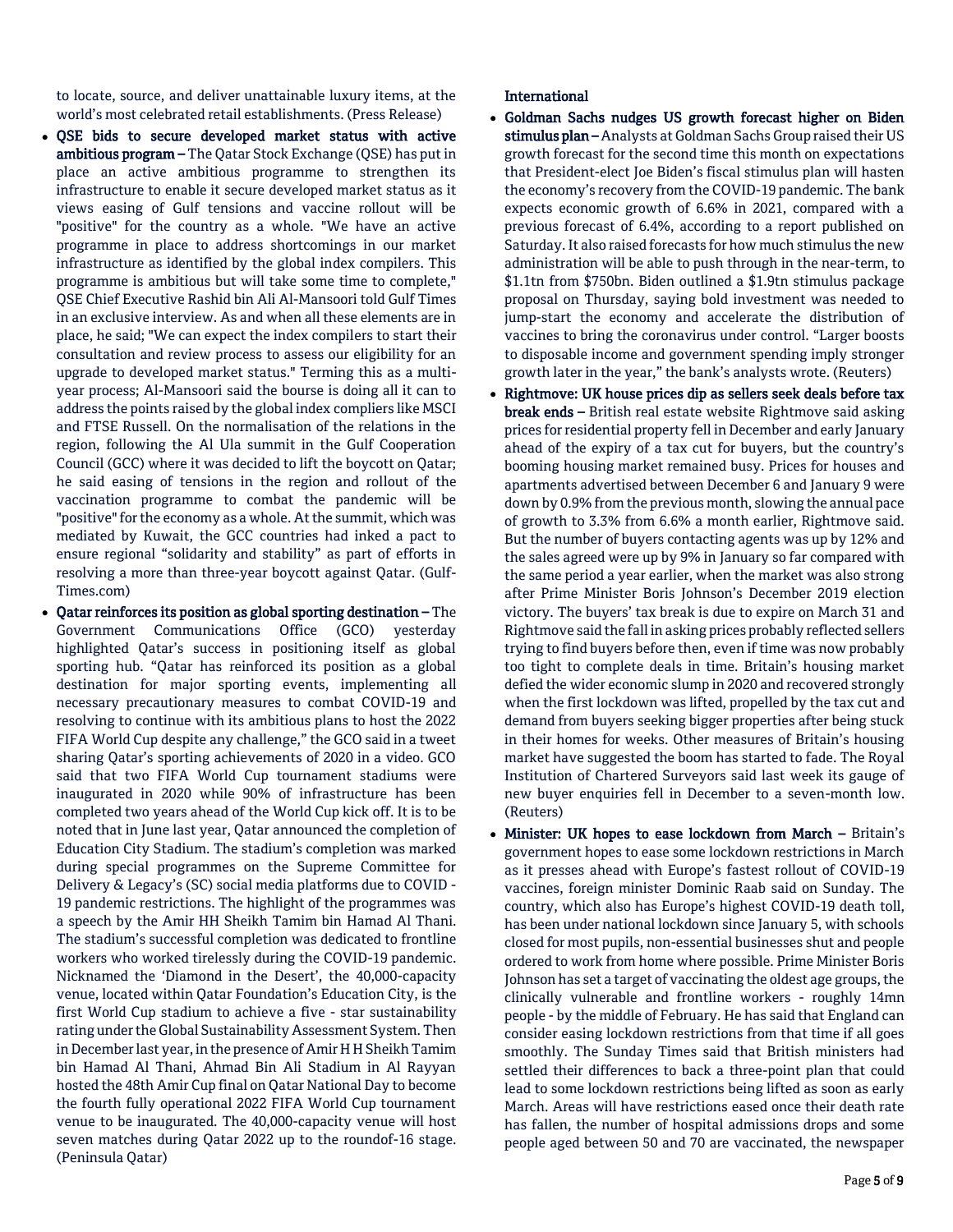to locate, source, and deliver unattainable luxury items, at the world's most celebrated retail establishments. (Press Release)

- **QSE bids to secure developed market status with active ambitious program –** The Qatar Stock Exchange (QSE) has put in place an active ambitious programme to strengthen its infrastructure to enable it secure developed market status as it views easing of Gulf tensions and vaccine rollout will be "positive" for the country as a whole. "We have an active programme in place to address shortcomings in our market infrastructure as identified by the global index compilers. This programme is ambitious but will take some time to complete," QSE Chief Executive Rashid bin Ali Al-Mansoori told Gulf Times in an exclusive interview. As and when all these elements are in place, he said; "We can expect the index compilers to start their consultation and review process to assess our eligibility for an upgrade to developed market status." Terming this as a multi-year process; Al-Mansoori said the bourse is doing all it can to address the points raised by the global index compliers like MSCI and FTSE Russell. On the normalisation of the relations in the region, following the Al Ula summit in the Gulf Cooperation Council (GCC) where it was decided to lift the boycott on Qatar; he said easing of tensions in the region and rollout of the vaccination programme to combat the pandemic will be "positive" for the economy as a whole. At the summit, which was mediated by Kuwait, the GCC countries had inked a pact to ensure regional "solidarity and stability" as part of efforts in resolving a more than three-year boycott against Qatar. (Gulf-Times.com)
- **Qatar reinforces its position as global sporting destination –** The Government Communications Office (GCO) yesterday highlighted Qatar's success in positioning itself as global sporting hub. "Qatar has reinforced its position as a global destination for major sporting events, implementing all necessary precautionary measures to combat COVID-19 and resolving to continue with its ambitious plans to host the 2022 FIFA World Cup despite any challenge," the GCO said in a tweet sharing Qatar's sporting achievements of 2020 in a video. GCO said that two FIFA World Cup tournament stadiums were inaugurated in 2020 while 90% of infrastructure has been completed two years ahead of the World Cup kick off. It is to be noted that in June last year, Qatar announced the completion of Education City Stadium. The stadium's completion was marked during special programmes on the Supreme Committee for Delivery & Legacy's (SC) social media platforms due to COVID - 19 pandemic restrictions. The highlight of the programmes was a speech by the Amir HH Sheikh Tamim bin Hamad Al Thani. The stadium's successful completion was dedicated to frontline workers who worked tirelessly during the COVID-19 pandemic. Nicknamed the 'Diamond in the Desert', the 40,000-capacity venue, located within Qatar Foundation's Education City, is the first World Cup stadium to achieve a five - star sustainability rating under the Global Sustainability Assessment System. Then in December last year, in the presence of Amir H H Sheikh Tamim bin Hamad Al Thani, Ahmad Bin Ali Stadium in Al Rayyan hosted the 48th Amir Cup final on Qatar National Day to become the fourth fully operational 2022 FIFA World Cup tournament venue to be inaugurated. The 40,000-capacity venue will host seven matches during Qatar 2022 up to the roundof-16 stage. (Peninsula Qatar)

**International**

- **Goldman Sachs nudges US growth forecast higher on Biden stimulus plan –** Analysts at Goldman Sachs Group raised their US growth forecast for the second time this month on expectations that President-elect Joe Biden's fiscal stimulus plan will hasten the economy's recovery from the COVID-19 pandemic. The bank expects economic growth of 6.6% in 2021, compared with a previous forecast of 6.4%, according to a report published on Saturday. It also raised forecasts for how much stimulus the new administration will be able to push through in the near-term, to $1.1tn from $750bn. Biden outlined a $1.9tn stimulus package proposal on Thursday, saying bold investment was needed to jump-start the economy and accelerate the distribution of vaccines to bring the coronavirus under control. "Larger boosts to disposable income and government spending imply stronger growth later in the year," the bank's analysts wrote. (Reuters)
- **Rightmove: UK house prices dip as sellers seek deals before tax break ends –** British real estate website Rightmove said asking prices for residential property fell in December and early January ahead of the expiry of a tax cut for buyers, but the country's booming housing market remained busy. Prices for houses and apartments advertised between December 6 and January 9 were down by 0.9% from the previous month, slowing the annual pace of growth to 3.3% from 6.6% a month earlier, Rightmove said. But the number of buyers contacting agents was up by 12% and the sales agreed were up by 9% in January so far compared with the same period a year earlier, when the market was also strong after Prime Minister Boris Johnson's December 2019 election victory. The buyers' tax break is due to expire on March 31 and Rightmove said the fall in asking prices probably reflected sellers trying to find buyers before then, even if time was now probably too tight to complete deals in time. Britain's housing market defied the wider economic slump in 2020 and recovered strongly when the first lockdown was lifted, propelled by the tax cut and demand from buyers seeking bigger properties after being stuck in their homes for weeks. Other measures of Britain's housing market have suggested the boom has started to fade. The Royal Institution of Chartered Surveyors said last week its gauge of new buyer enquiries fell in December to a seven-month low. (Reuters)
- **Minister: UK hopes to ease lockdown from March –** Britain's government hopes to ease some lockdown restrictions in March as it presses ahead with Europe's fastest rollout of COVID-19 vaccines, foreign minister Dominic Raab said on Sunday. The country, which also has Europe's highest COVID-19 death toll, has been under national lockdown since January 5, with schools closed for most pupils, non-essential businesses shut and people ordered to work from home where possible. Prime Minister Boris Johnson has set a target of vaccinating the oldest age groups, the clinically vulnerable and frontline workers - roughly 14mn people - by the middle of February. He has said that England can consider easing lockdown restrictions from that time if all goes smoothly. The Sunday Times said that British ministers had settled their differences to back a three-point plan that could lead to some lockdown restrictions being lifted as soon as early March. Areas will have restrictions eased once their death rate has fallen, the number of hospital admissions drops and some people aged between 50 and 70 are vaccinated, the newspaper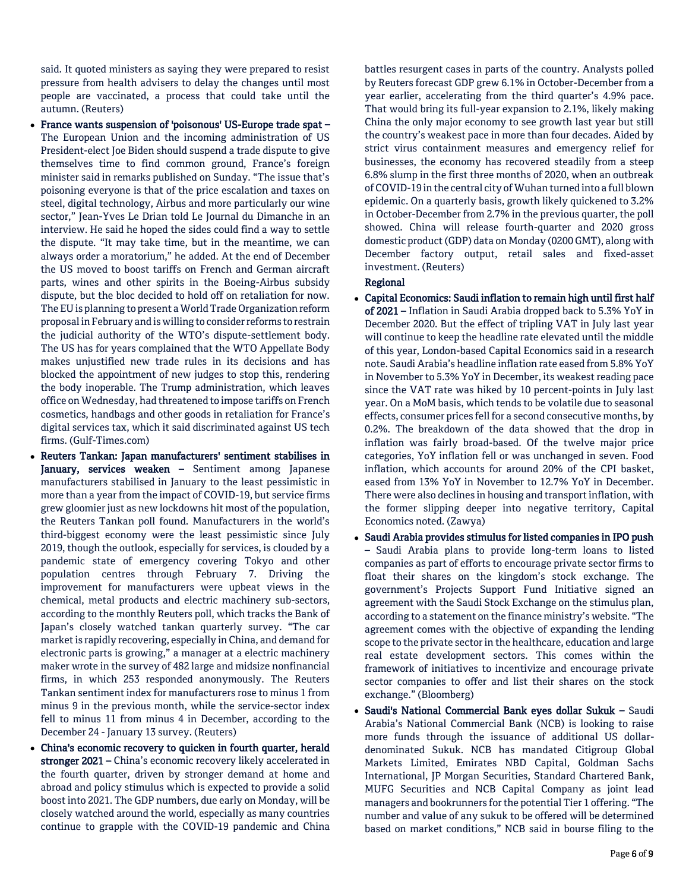said. It quoted ministers as saying they were prepared to resist pressure from health advisers to delay the changes until most people are vaccinated, a process that could take until the autumn. (Reuters)

- **France wants suspension of 'poisonous' US-Europe trade spat –** The European Union and the incoming administration of US President-elect Joe Biden should suspend a trade dispute to give themselves time to find common ground, France's foreign minister said in remarks published on Sunday. "The issue that's poisoning everyone is that of the price escalation and taxes on steel, digital technology, Airbus and more particularly our wine sector," Jean-Yves Le Drian told Le Journal du Dimanche in an interview. He said he hoped the sides could find a way to settle the dispute. "It may take time, but in the meantime, we can always order a moratorium," he added. At the end of December the US moved to boost tariffs on French and German aircraft parts, wines and other spirits in the Boeing-Airbus subsidy dispute, but the bloc decided to hold off on retaliation for now. The EU is planning to present a World Trade Organization reform proposal in February and is willing to consider reforms to restrain the judicial authority of the WTO's dispute-settlement body. The US has for years complained that the WTO Appellate Body makes unjustified new trade rules in its decisions and has blocked the appointment of new judges to stop this, rendering the body inoperable. The Trump administration, which leaves office on Wednesday, had threatened to impose tariffs on French cosmetics, handbags and other goods in retaliation for France's digital services tax, which it said discriminated against US tech firms. (Gulf-Times.com)
- **Reuters Tankan: Japan manufacturers' sentiment stabilises in January, services weaken –** Sentiment among Japanese manufacturers stabilised in January to the least pessimistic in more than a year from the impact of COVID-19, but service firms grew gloomier just as new lockdowns hit most of the population, the Reuters Tankan poll found. Manufacturers in the world's third-biggest economy were the least pessimistic since July 2019, though the outlook, especially for services, is clouded by a pandemic state of emergency covering Tokyo and other population centres through February 7. Driving the improvement for manufacturers were upbeat views in the chemical, metal products and electric machinery sub-sectors, according to the monthly Reuters poll, which tracks the Bank of Japan's closely watched tankan quarterly survey. "The car market is rapidly recovering, especially in China, and demand for electronic parts is growing," a manager at a electric machinery maker wrote in the survey of 482 large and midsize nonfinancial firms, in which 253 responded anonymously. The Reuters Tankan sentiment index for manufacturers rose to minus 1 from minus 9 in the previous month, while the service-sector index fell to minus 11 from minus 4 in December, according to the December 24 - January 13 survey. (Reuters)
- **China's economic recovery to quicken in fourth quarter, herald stronger 2021 –** China's economic recovery likely accelerated in the fourth quarter, driven by stronger demand at home and abroad and policy stimulus which is expected to provide a solid boost into 2021. The GDP numbers, due early on Monday, will be closely watched around the world, especially as many countries continue to grapple with the COVID-19 pandemic and China battles resurgent cases in parts of the country. Analysts polled by Reuters forecast GDP grew 6.1% in October-December from a year earlier, accelerating from the third quarter's 4.9% pace. That would bring its full-year expansion to 2.1%, likely making China the only major economy to see growth last year but still the country's weakest pace in more than four decades. Aided by strict virus containment measures and emergency relief for businesses, the economy has recovered steadily from a steep 6.8% slump in the first three months of 2020, when an outbreak of COVID-19 in the central city of Wuhan turned into a full blown epidemic. On a quarterly basis, growth likely quickened to 3.2% in October-December from 2.7% in the previous quarter, the poll showed. China will release fourth-quarter and 2020 gross domestic product (GDP) data on Monday (0200 GMT), along with December factory output, retail sales and fixed-asset investment. (Reuters)

**Regional**

- **Capital Economics: Saudi inflation to remain high until first half of 2021 –** Inflation in Saudi Arabia dropped back to 5.3% YoY in December 2020. But the effect of tripling VAT in July last year will continue to keep the headline rate elevated until the middle of this year, London-based Capital Economics said in a research note. Saudi Arabia's headline inflation rate eased from 5.8% YoY in November to 5.3% YoY in December, its weakest reading pace since the VAT rate was hiked by 10 percent-points in July last year. On a MoM basis, which tends to be volatile due to seasonal effects, consumer prices fell for a second consecutive months, by 0.2%. The breakdown of the data showed that the drop in inflation was fairly broad-based. Of the twelve major price categories, YoY inflation fell or was unchanged in seven. Food inflation, which accounts for around 20% of the CPI basket, eased from 13% YoY in November to 12.7% YoY in December. There were also declines in housing and transport inflation, with the former slipping deeper into negative territory, Capital Economics noted. (Zawya)
- **Saudi Arabia provides stimulus for listed companies in IPO push –** Saudi Arabia plans to provide long-term loans to listed companies as part of efforts to encourage private sector firms to float their shares on the kingdom's stock exchange. The government's Projects Support Fund Initiative signed an agreement with the Saudi Stock Exchange on the stimulus plan, according to a statement on the finance ministry's website. "The agreement comes with the objective of expanding the lending scope to the private sector in the healthcare, education and large real estate development sectors. This comes within the framework of initiatives to incentivize and encourage private sector companies to offer and list their shares on the stock exchange." (Bloomberg)
- **Saudi's National Commercial Bank eyes dollar Sukuk –** Saudi Arabia's National Commercial Bank (NCB) is looking to raise more funds through the issuance of additional US dollar-denominated Sukuk. NCB has mandated Citigroup Global Markets Limited, Emirates NBD Capital, Goldman Sachs International, JP Morgan Securities, Standard Chartered Bank, MUFG Securities and NCB Capital Company as joint lead managers and bookrunners for the potential Tier 1 offering. "The number and value of any sukuk to be offered will be determined based on market conditions," NCB said in bourse filing to the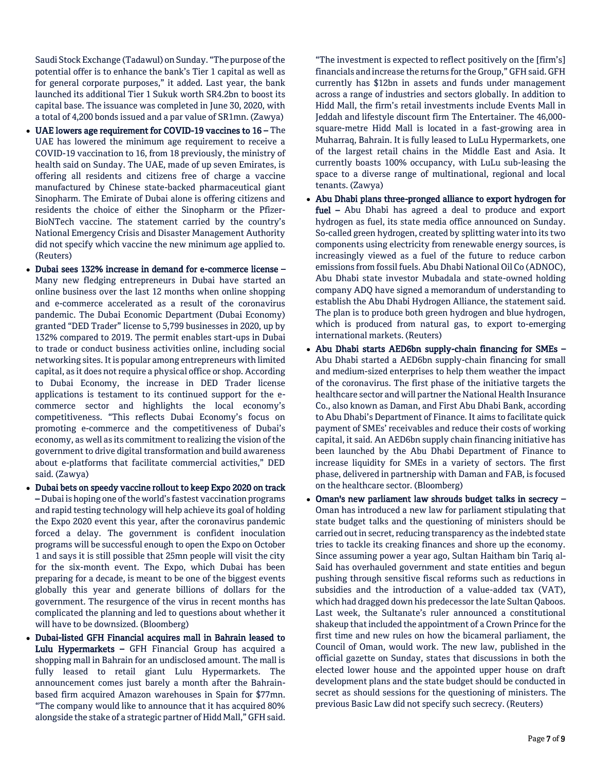Saudi Stock Exchange (Tadawul) on Sunday. "The purpose of the potential offer is to enhance the bank's Tier 1 capital as well as for general corporate purposes," it added. Last year, the bank launched its additional Tier 1 Sukuk worth SR4.2bn to boost its capital base. The issuance was completed in June 30, 2020, with a total of 4,200 bonds issued and a par value of SR1mn. (Zawya)

- **UAE lowers age requirement for COVID-19 vaccines to 16 –** The UAE has lowered the minimum age requirement to receive a COVID-19 vaccination to 16, from 18 previously, the ministry of health said on Sunday. The UAE, made of up seven Emirates, is offering all residents and citizens free of charge a vaccine manufactured by Chinese state-backed pharmaceutical giant Sinopharm. The Emirate of Dubai alone is offering citizens and residents the choice of either the Sinopharm or the Pfizer-BioNTech vaccine. The statement carried by the country's National Emergency Crisis and Disaster Management Authority did not specify which vaccine the new minimum age applied to. (Reuters)
- **Dubai sees 132% increase in demand for e-commerce license –** Many new fledging entrepreneurs in Dubai have started an online business over the last 12 months when online shopping and e-commerce accelerated as a result of the coronavirus pandemic. The Dubai Economic Department (Dubai Economy) granted "DED Trader" license to 5,799 businesses in 2020, up by 132% compared to 2019. The permit enables start-ups in Dubai to trade or conduct business activities online, including social networking sites. It is popular among entrepreneurs with limited capital, as it does not require a physical office or shop. According to Dubai Economy, the increase in DED Trader license applications is testament to its continued support for the e-commerce sector and highlights the local economy's competitiveness. "This reflects Dubai Economy's focus on promoting e-commerce and the competitiveness of Dubai's economy, as well as its commitment to realizing the vision of the government to drive digital transformation and build awareness about e-platforms that facilitate commercial activities," DED said. (Zawya)
- **Dubai bets on speedy vaccine rollout to keep Expo 2020 on track –** Dubai is hoping one of the world's fastest vaccination programs and rapid testing technology will help achieve its goal of holding the Expo 2020 event this year, after the coronavirus pandemic forced a delay. The government is confident inoculation programs will be successful enough to open the Expo on October 1 and says it is still possible that 25mn people will visit the city for the six-month event. The Expo, which Dubai has been preparing for a decade, is meant to be one of the biggest events globally this year and generate billions of dollars for the government. The resurgence of the virus in recent months has complicated the planning and led to questions about whether it will have to be downsized. (Bloomberg)
- **Dubai-listed GFH Financial acquires mall in Bahrain leased to Lulu Hypermarkets –** GFH Financial Group has acquired a shopping mall in Bahrain for an undisclosed amount. The mall is fully leased to retail giant Lulu Hypermarkets. The announcement comes just barely a month after the Bahrain-based firm acquired Amazon warehouses in Spain for $77mn. "The company would like to announce that it has acquired 80% alongside the stake of a strategic partner of Hidd Mall," GFH said. "The investment is expected to reflect positively on the [firm's] financials and increase the returns for the Group," GFH said. GFH currently has $12bn in assets and funds under management across a range of industries and sectors globally. In addition to Hidd Mall, the firm's retail investments include Events Mall in Jeddah and lifestyle discount firm The Entertainer. The 46,000-square-metre Hidd Mall is located in a fast-growing area in Muharraq, Bahrain. It is fully leased to LuLu Hypermarkets, one of the largest retail chains in the Middle East and Asia. It currently boasts 100% occupancy, with LuLu sub-leasing the space to a diverse range of multinational, regional and local tenants. (Zawya)
- **Abu Dhabi plans three-pronged alliance to export hydrogen for fuel –** Abu Dhabi has agreed a deal to produce and export hydrogen as fuel, its state media office announced on Sunday. So-called green hydrogen, created by splitting water into its two components using electricity from renewable energy sources, is increasingly viewed as a fuel of the future to reduce carbon emissions from fossil fuels. Abu Dhabi National Oil Co (ADNOC), Abu Dhabi state investor Mubadala and state-owned holding company ADQ have signed a memorandum of understanding to establish the Abu Dhabi Hydrogen Alliance, the statement said. The plan is to produce both green hydrogen and blue hydrogen, which is produced from natural gas, to export to-emerging international markets. (Reuters)
- **Abu Dhabi starts AED6bn supply-chain financing for SMEs –** Abu Dhabi started a AED6bn supply-chain financing for small and medium-sized enterprises to help them weather the impact of the coronavirus. The first phase of the initiative targets the healthcare sector and will partner the National Health Insurance Co., also known as Daman, and First Abu Dhabi Bank, according to Abu Dhabi's Department of Finance. It aims to facilitate quick payment of SMEs' receivables and reduce their costs of working capital, it said. An AED6bn supply chain financing initiative has been launched by the Abu Dhabi Department of Finance to increase liquidity for SMEs in a variety of sectors. The first phase, delivered in partnership with Daman and FAB, is focused on the healthcare sector. (Bloomberg)
- **Oman's new parliament law shrouds budget talks in secrecy –** Oman has introduced a new law for parliament stipulating that state budget talks and the questioning of ministers should be carried out in secret, reducing transparency as the indebted state tries to tackle its creaking finances and shore up the economy. Since assuming power a year ago, Sultan Haitham bin Tariq al-Said has overhauled government and state entities and begun pushing through sensitive fiscal reforms such as reductions in subsidies and the introduction of a value-added tax (VAT), which had dragged down his predecessor the late Sultan Qaboos. Last week, the Sultanate's ruler announced a constitutional shakeup that included the appointment of a Crown Prince for the first time and new rules on how the bicameral parliament, the Council of Oman, would work. The new law, published in the official gazette on Sunday, states that discussions in both the elected lower house and the appointed upper house on draft development plans and the state budget should be conducted in secret as should sessions for the questioning of ministers. The previous Basic Law did not specify such secrecy. (Reuters)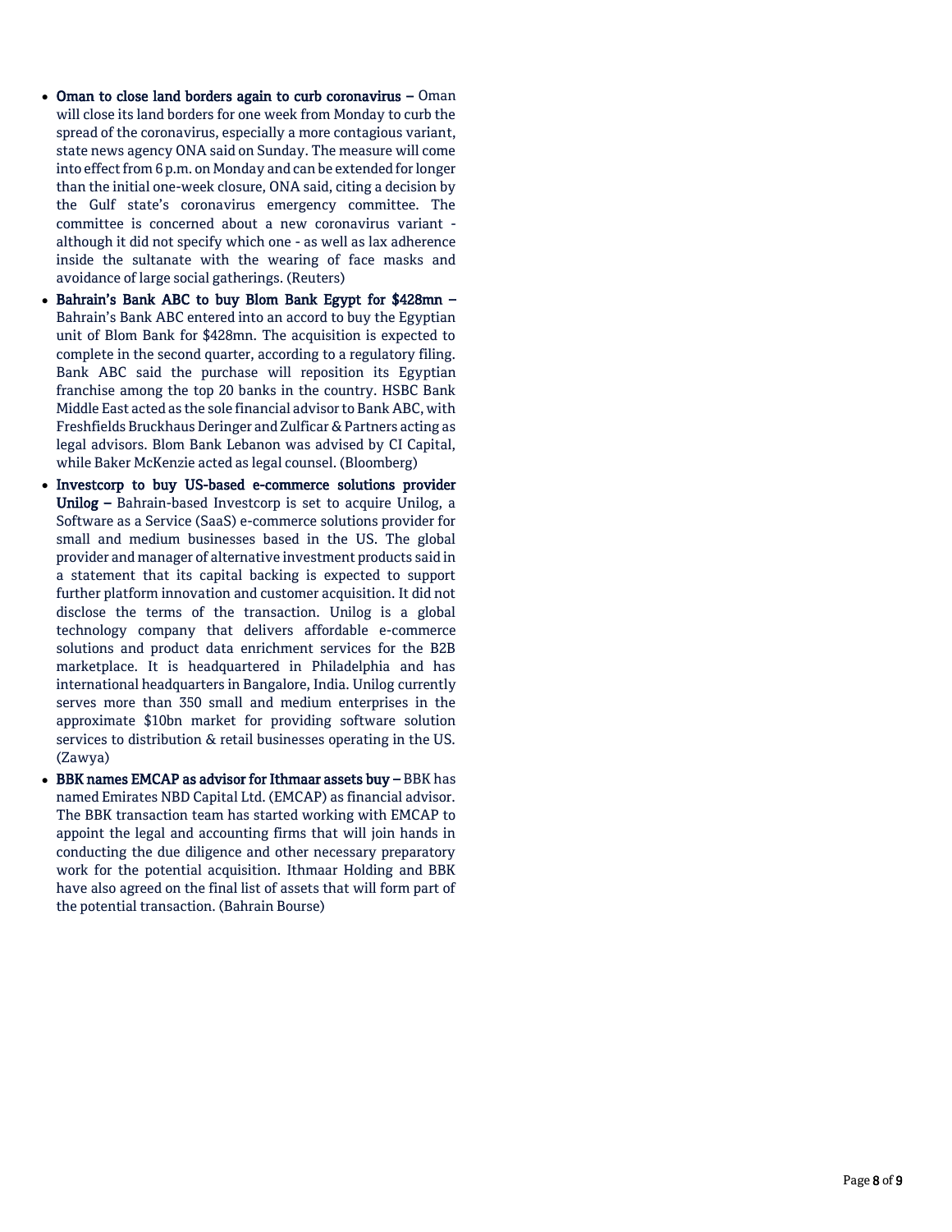- **Oman to close land borders again to curb coronavirus –** Oman will close its land borders for one week from Monday to curb the spread of the coronavirus, especially a more contagious variant, state news agency ONA said on Sunday. The measure will come into effect from 6 p.m. on Monday and can be extended for longer than the initial one-week closure, ONA said, citing a decision by the Gulf state's coronavirus emergency committee. The committee is concerned about a new coronavirus variant - although it did not specify which one - as well as lax adherence inside the sultanate with the wearing of face masks and avoidance of large social gatherings. (Reuters)
- **Bahrain's Bank ABC to buy Blom Bank Egypt for $428mn –** Bahrain's Bank ABC entered into an accord to buy the Egyptian unit of Blom Bank for $428mn. The acquisition is expected to complete in the second quarter, according to a regulatory filing. Bank ABC said the purchase will reposition its Egyptian franchise among the top 20 banks in the country. HSBC Bank Middle East acted as the sole financial advisor to Bank ABC, with Freshfields Bruckhaus Deringer and Zulficar & Partners acting as legal advisors. Blom Bank Lebanon was advised by CI Capital, while Baker McKenzie acted as legal counsel. (Bloomberg)
- **Investcorp to buy US-based e-commerce solutions provider Unilog –** Bahrain-based Investcorp is set to acquire Unilog, a Software as a Service (SaaS) e-commerce solutions provider for small and medium businesses based in the US. The global provider and manager of alternative investment products said in a statement that its capital backing is expected to support further platform innovation and customer acquisition. It did not disclose the terms of the transaction. Unilog is a global technology company that delivers affordable e-commerce solutions and product data enrichment services for the B2B marketplace. It is headquartered in Philadelphia and has international headquarters in Bangalore, India. Unilog currently serves more than 350 small and medium enterprises in the approximate $10bn market for providing software solution services to distribution & retail businesses operating in the US. (Zawya)
- **BBK names EMCAP as advisor for Ithmaar assets buy –** BBK has named Emirates NBD Capital Ltd. (EMCAP) as financial advisor. The BBK transaction team has started working with EMCAP to appoint the legal and accounting firms that will join hands in conducting the due diligence and other necessary preparatory work for the potential acquisition. Ithmaar Holding and BBK have also agreed on the final list of assets that will form part of the potential transaction. (Bahrain Bourse)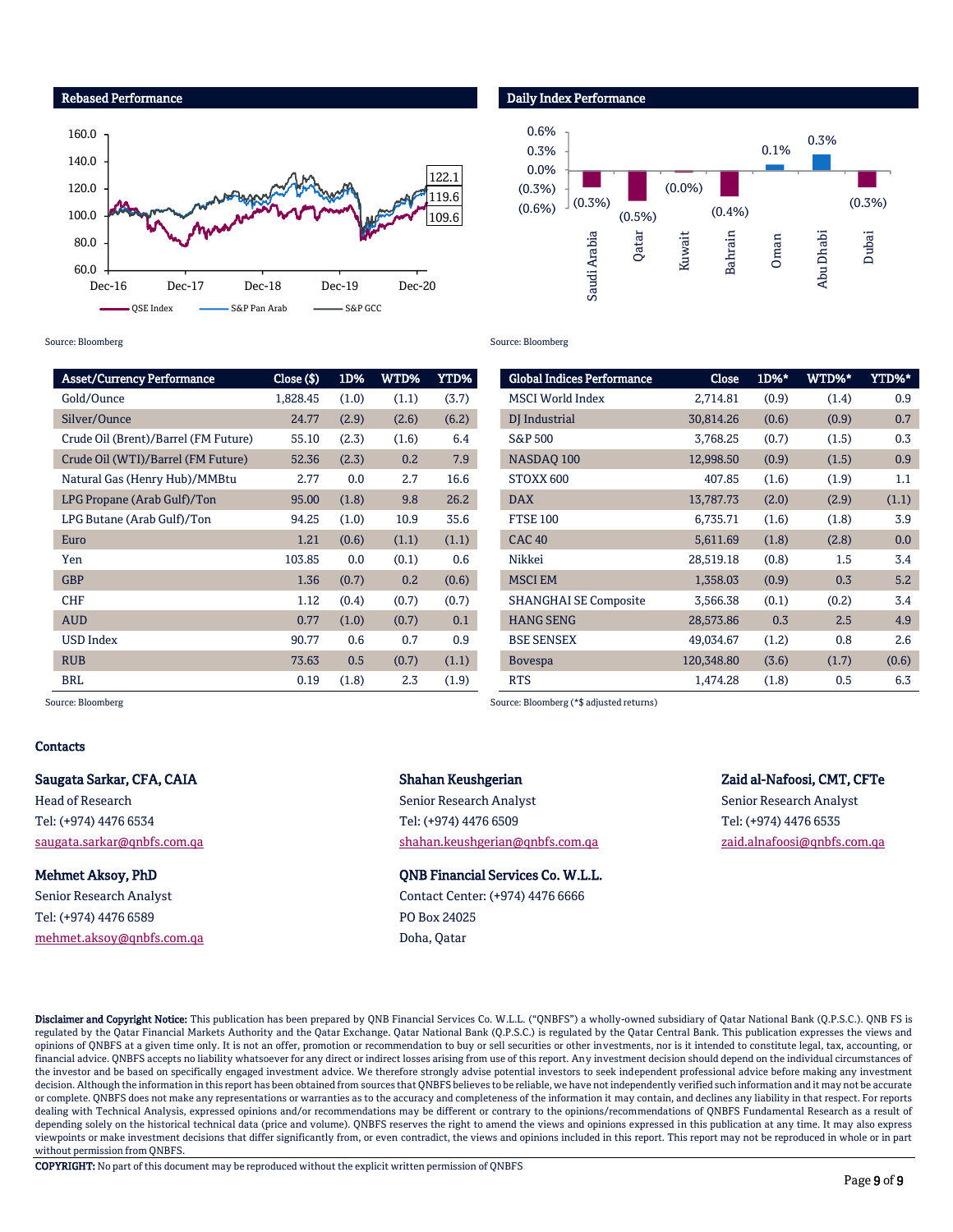### Rebased Performance

160.0
140.0
120.0
100.0
80.0
60.0

Dec-16 Dec-17 Dec-18 Dec-19 Dec-20

122.1
119.6
109.6

QSE Index S&P Pan Arab S&P GCC

Source: Bloomberg

### Daily Index Performance

0.6%
0.3%
0.0%
(0.3%)
(0.6%)

(0.3%) (0.5%) (0.0%) (0.4%) 0.1% 0.3% (0.3%)

Saudi Arabia Qatar Kuwait Bahrain Oman Abu Dhabi Dubai

Source: Bloomberg

| Asset/Currency Performance | Close ($) | 1D% | WTD% | YTD% |
|---|---|---|---|---|
| Gold/Ounce | 1,828.45 | (1.0) | (1.1) | (3.7) |
| Silver/Ounce | 24.77 | (2.9) | (2.6) | (6.2) |
| Crude Oil (Brent)/Barrel (FM Future) | 55.10 | (2.3) | (1.6) | 6.4 |
| Crude Oil (WTI)/Barrel (FM Future) | 52.36 | (2.3) | 0.2 | 7.9 |
| Natural Gas (Henry Hub)/MMBtu | 2.77 | 0.0 | 2.7 | 16.6 |
| LPG Propane (Arab Gulf)/Ton | 95.00 | (1.8) | 9.8 | 26.2 |
| LPG Butane (Arab Gulf)/Ton | 94.25 | (1.0) | 10.9 | 35.6 |
| Euro | 1.21 | (0.6) | (1.1) | (1.1) |
| Yen | 103.85 | 0.0 | (0.1) | 0.6 |
| GBP | 1.36 | (0.7) | 0.2 | (0.6) |
| CHF | 1.12 | (0.4) | (0.7) | (0.7) |
| AUD | 0.77 | (1.0) | (0.7) | 0.1 |
| USD Index | 90.77 | 0.6 | 0.7 | 0.9 |
| RUB | 73.63 | 0.5 | (0.7) | (1.1) |
| BRL | 0.19 | (1.8) | 2.3 | (1.9) |

Source: Bloomberg

| Global Indices Performance | Close | 1D%* | WTD%* | YTD%* |
|---|---|---|---|---|
| MSCI World Index | 2,714.81 | (0.9) | (1.4) | 0.9 |
| DJ Industrial | 30,814.26 | (0.6) | (0.9) | 0.7 |
| S&P 500 | 3,768.25 | (0.7) | (1.5) | 0.3 |
| NASDAQ 100 | 12,998.50 | (0.9) | (1.5) | 0.9 |
| STOXX 600 | 407.85 | (1.6) | (1.9) | 1.1 |
| DAX | 13,787.73 | (2.0) | (2.9) | (1.1) |
| FTSE 100 | 6,735.71 | (1.6) | (1.8) | 3.9 |
| CAC 40 | 5,611.69 | (1.8) | (2.8) | 0.0 |
| Nikkei | 28,519.18 | (0.8) | 1.5 | 3.4 |
| MSCI EM | 1,358.03 | (0.9) | 0.3 | 5.2 |
| SHANGHAI SE Composite | 3,566.38 | (0.1) | (0.2) | 3.4 |
| HANG SENG | 28,573.86 | 0.3 | 2.5 | 4.9 |
| BSE SENSEX | 49,034.67 | (1.2) | 0.8 | 2.6 |
| Bovespa | 120,348.80 | (3.6) | (1.7) | (0.6) |
| RTS | 1,474.28 | (1.8) | 0.5 | 6.3 |

Source: Bloomberg (*$ adjusted returns)

### Contacts

**Saugata Sarkar, CFA, CAIA**
Head of Research
Tel: (+974) 4476 6534
saugata.sarkar@qnbfs.com.qa

**Shahan Keushgerian**
Senior Research Analyst
Tel: (+974) 4476 6509
shahan.keushgerian@qnbfs.com.qa

**Zaid al-Nafoosi, CMT, CFTe**
Senior Research Analyst
Tel: (+974) 4476 6535
zaid.alnafoosi@qnbfs.com.qa

**Mehmet Aksoy, PhD**
Senior Research Analyst
Tel: (+974) 4476 6589
mehmet.aksoy@qnbfs.com.qa

**QNB Financial Services Co. W.L.L.**
Contact Center: (+974) 4476 6666
PO Box 24025
Doha, Qatar

**Disclaimer and Copyright Notice:** This publication has been prepared by QNB Financial Services Co. W.L.L. ("QNBFS") a wholly-owned subsidiary of Qatar National Bank (Q.P.S.C.). QNB FS is regulated by the Qatar Financial Markets Authority and the Qatar Exchange. Qatar National Bank (Q.P.S.C.) is regulated by the Qatar Central Bank. This publication expresses the views and opinions of QNBFS at a given time only. It is not an offer, promotion or recommendation to buy or sell securities or other investments, nor is it intended to constitute legal, tax, accounting, or financial advice. QNBFS accepts no liability whatsoever for any direct or indirect losses arising from use of this report. Any investment decision should depend on the individual circumstances of the investor and be based on specifically engaged investment advice. We therefore strongly advise potential investors to seek independent professional advice before making any investment decision. Although the information in this report has been obtained from sources that QNBFS believes to be reliable, we have not independently verified such information and it may not be accurate or complete. QNBFS does not make any representations or warranties as to the accuracy and completeness of the information it may contain, and declines any liability in that respect. For reports dealing with Technical Analysis, expressed opinions and/or recommendations may be different or contrary to the opinions/recommendations of QNBFS Fundamental Research as a result of depending solely on the historical technical data (price and volume). QNBFS reserves the right to amend the views and opinions expressed in this publication at any time. It may also express viewpoints or make investment decisions that differ significantly from, or even contradict, the views and opinions included in this report. This report may not be reproduced in whole or in part without permission from QNBFS.

**COPYRIGHT:** No part of this document may be reproduced without the explicit permission of QNBFS